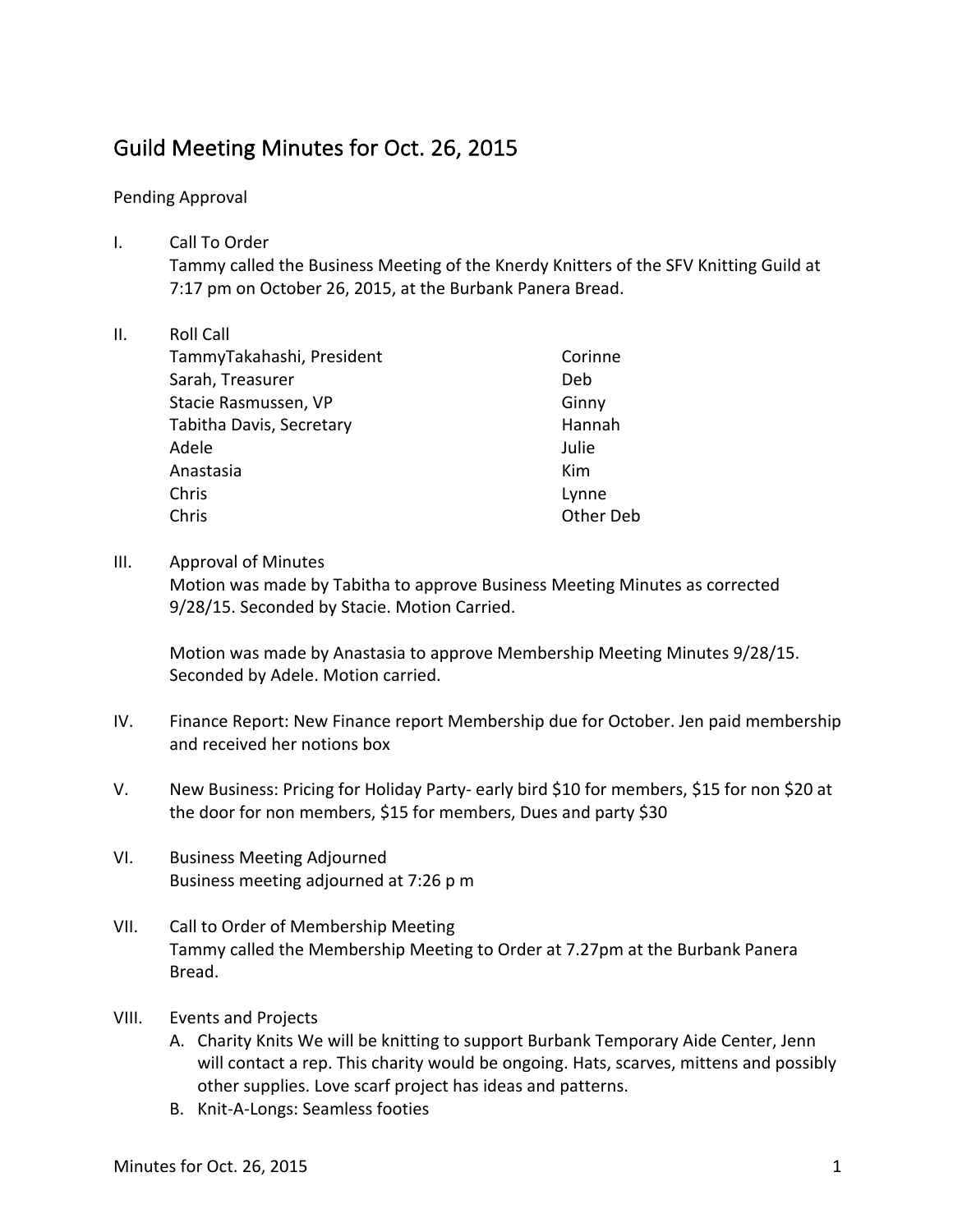# Guild Meeting Minutes for Oct. 26, 2015

Pending Approval

I. Call To Order
   Tammy called the Business Meeting of the Knerdy Knitters of the SFV Knitting Guild at 7:17 pm on October 26, 2015, at the Burbank Panera Bread.

II. Roll Call

| | |
|---|---|
| TammyTakahashi, President | Corinne |
| Sarah, Treasurer | Deb |
| Stacie Rasmussen, VP | Ginny |
| Tabitha Davis, Secretary | Hannah |
| Adele | Julie |
| Anastasia | Kim |
| Chris | Lynne |
| Chris | Other Deb |

III. Approval of Minutes
   Motion was made by Tabitha to approve Business Meeting Minutes as corrected 9/28/15. Seconded by Stacie. Motion Carried.

   Motion was made by Anastasia to approve Membership Meeting Minutes 9/28/15. Seconded by Adele. Motion carried.

IV. Finance Report: New Finance report Membership due for October. Jen paid membership and received her notions box

V. New Business: Pricing for Holiday Party- early bird $10 for members, $15 for non $20 at the door for non members, $15 for members, Dues and party $30

VI. Business Meeting Adjourned
   Business meeting adjourned at 7:26 p m

VII. Call to Order of Membership Meeting
   Tammy called the Membership Meeting to Order at 7.27pm at the Burbank Panera Bread.

VIII. Events and Projects
   A. Charity Knits We will be knitting to support Burbank Temporary Aide Center, Jenn will contact a rep. This charity would be ongoing. Hats, scarves, mittens and possibly other supplies. Love scarf project has ideas and patterns.
   B. Knit-A-Longs: Seamless footies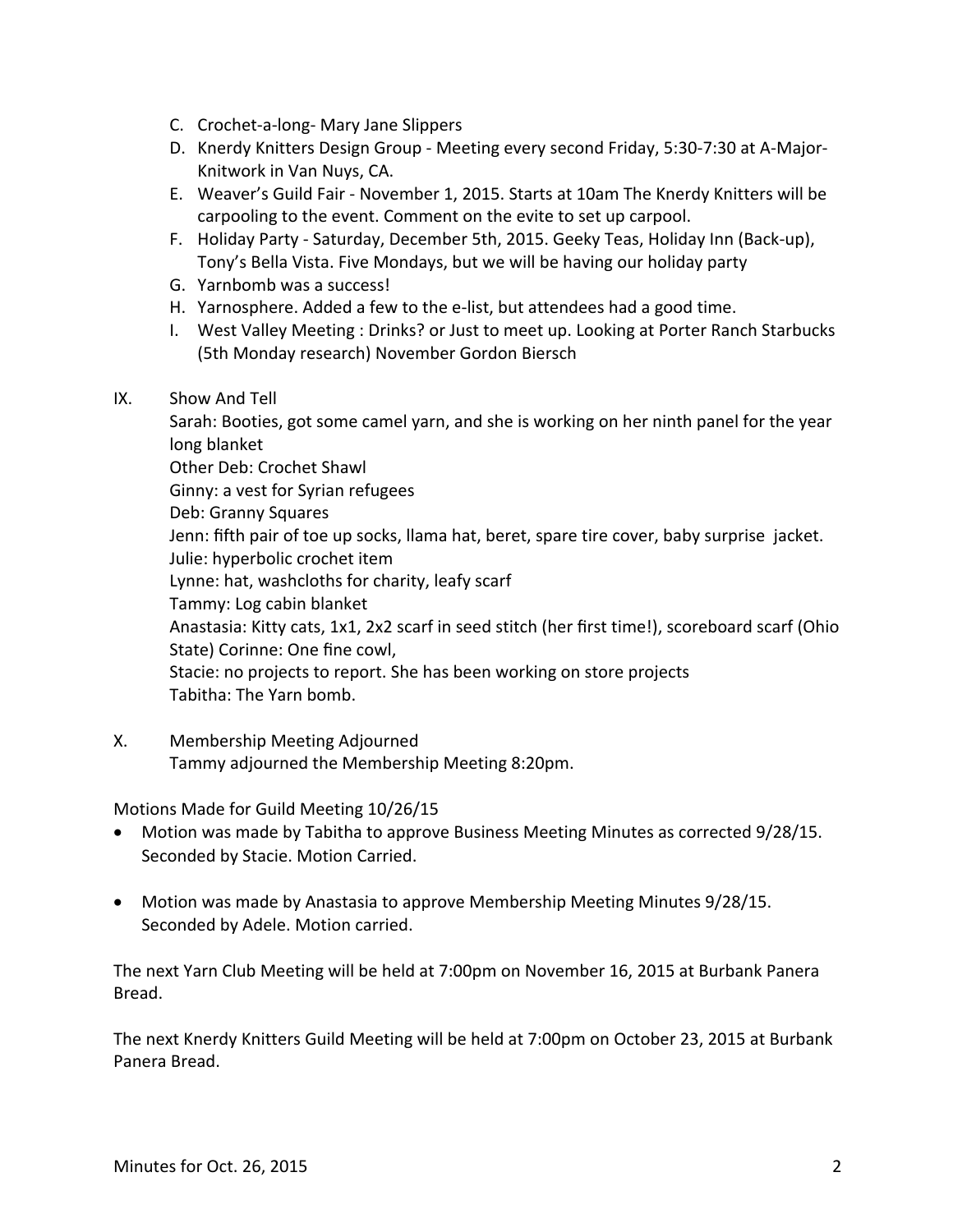C. Crochet-a-long- Mary Jane Slippers
D. Knerdy Knitters Design Group - Meeting every second Friday, 5:30-7:30 at A-Major-Knitwork in Van Nuys, CA.
E. Weaver's Guild Fair - November 1, 2015. Starts at 10am The Knerdy Knitters will be carpooling to the event. Comment on the evite to set up carpool.
F. Holiday Party - Saturday, December 5th, 2015. Geeky Teas, Holiday Inn (Back-up), Tony's Bella Vista. Five Mondays, but we will be having our holiday party
G. Yarnbomb was a success!
H. Yarnosphere. Added a few to the e-list, but attendees had a good time.
I. West Valley Meeting : Drinks? or Just to meet up. Looking at Porter Ranch Starbucks (5th Monday research) November Gordon Biersch

IX. Show And Tell

Sarah: Booties, got some camel yarn, and she is working on her ninth panel for the year long blanket
Other Deb: Crochet Shawl
Ginny: a vest for Syrian refugees
Deb: Granny Squares
Jenn: fifth pair of toe up socks, llama hat, beret, spare tire cover, baby surprise jacket.
Julie: hyperbolic crochet item
Lynne: hat, washcloths for charity, leafy scarf
Tammy: Log cabin blanket
Anastasia: Kitty cats, 1x1, 2x2 scarf in seed stitch (her first time!), scoreboard scarf (Ohio State) Corinne: One fine cowl,
Stacie: no projects to report. She has been working on store projects
Tabitha: The Yarn bomb.

X. Membership Meeting Adjourned

Tammy adjourned the Membership Meeting 8:20pm.

Motions Made for Guild Meeting 10/26/15

- Motion was made by Tabitha to approve Business Meeting Minutes as corrected 9/28/15. Seconded by Stacie. Motion Carried.
- Motion was made by Anastasia to approve Membership Meeting Minutes 9/28/15. Seconded by Adele. Motion carried.

The next Yarn Club Meeting will be held at 7:00pm on November 16, 2015 at Burbank Panera Bread.

The next Knerdy Knitters Guild Meeting will be held at 7:00pm on October 23, 2015 at Burbank Panera Bread.